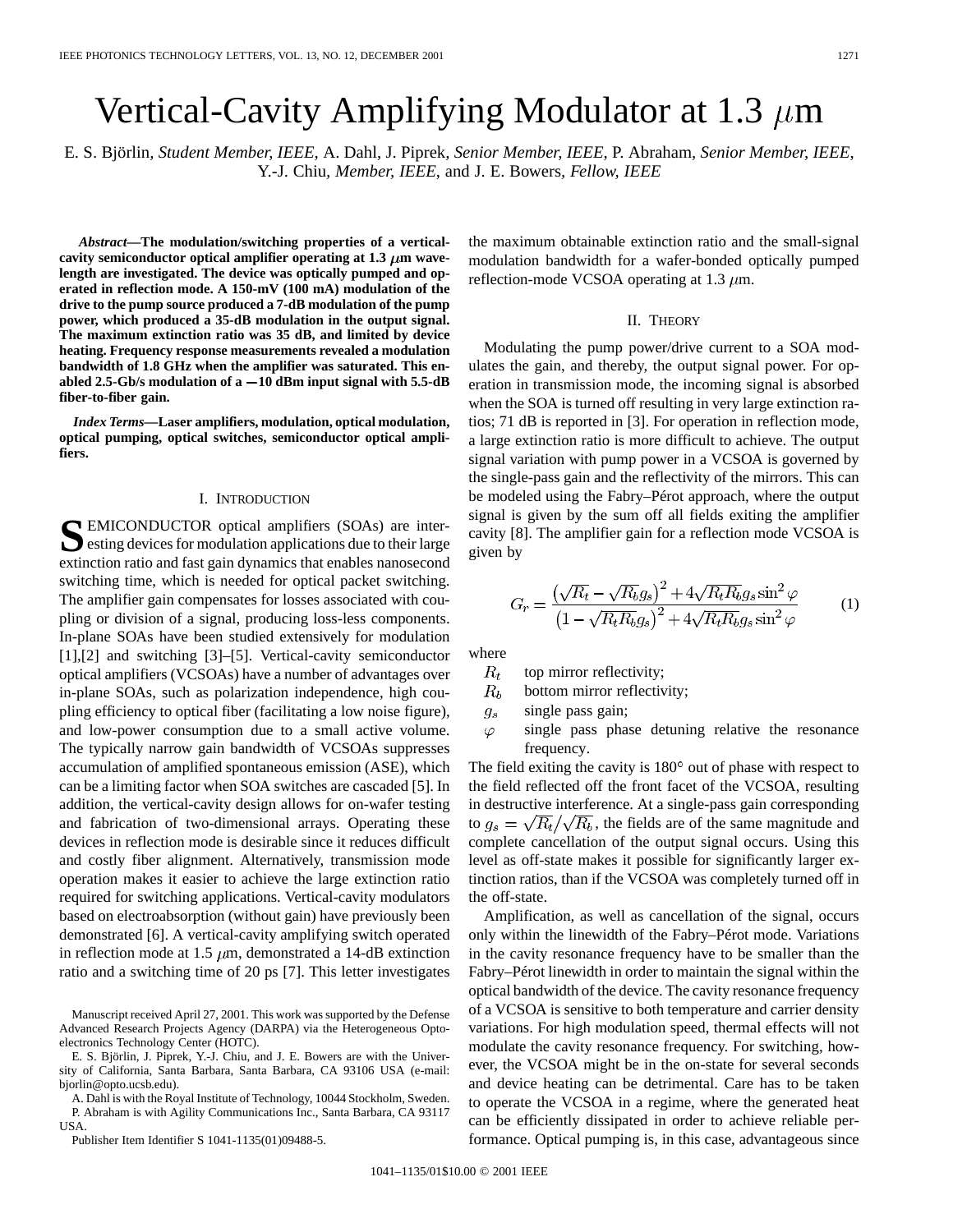# Vertical-Cavity Amplifying Modulator at 1.3 $\mu$m

E. S. Björlin, *Student Member, IEEE*, A. Dahl, J. Piprek, *Senior Member, IEEE*, P. Abraham, *Senior Member, IEEE*, Y.-J. Chiu, *Member, IEEE*, and J. E. Bowers, *Fellow, IEEE*

***Abstract*—The modulation/switching properties of a vertical-cavity semiconductor optical amplifier operating at 1.3 $\mu$m wavelength are investigated. The device was optically pumped and operated in reflection mode. A 150-mV (100 mA) modulation of the drive to the pump source produced a 7-dB modulation of the pump power, which produced a 35-dB modulation in the output signal. The maximum extinction ratio was 35 dB, and limited by device heating. Frequency response measurements revealed a modulation bandwidth of 1.8 GHz when the amplifier was saturated. This enabled 2.5-Gb/s modulation of a −10 dBm input signal with 5.5-dB fiber-to-fiber gain.**

***Index Terms*—Laser amplifiers, modulation, optical modulation, optical pumping, optical switches, semiconductor optical amplifiers.**

## I. Introduction

Semiconductor optical amplifiers (SOAs) are interesting devices for modulation applications due to their large extinction ratio and fast gain dynamics that enables nanosecond switching time, which is needed for optical packet switching. The amplifier gain compensates for losses associated with coupling or division of a signal, producing loss-less components. In-plane SOAs have been studied extensively for modulation [1],[2] and switching [3]–[5]. Vertical-cavity semiconductor optical amplifiers (VCSOAs) have a number of advantages over in-plane SOAs, such as polarization independence, high coupling efficiency to optical fiber (facilitating a low noise figure), and low-power consumption due to a small active volume. The typically narrow gain bandwidth of VCSOAs suppresses accumulation of amplified spontaneous emission (ASE), which can be a limiting factor when SOA switches are cascaded [5]. In addition, the vertical-cavity design allows for on-wafer testing and fabrication of two-dimensional arrays. Operating these devices in reflection mode is desirable since it reduces difficult and costly fiber alignment. Alternatively, transmission mode operation makes it easier to achieve the large extinction ratio required for switching applications. Vertical-cavity modulators based on electroabsorption (without gain) have previously been demonstrated [6]. A vertical-cavity amplifying switch operated in reflection mode at 1.5 $\mu$m, demonstrated a 14-dB extinction ratio and a switching time of 20 ps [7]. This letter investigates the maximum obtainable extinction ratio and the small-signal modulation bandwidth for a wafer-bonded optically pumped reflection-mode VCSOA operating at 1.3 $\mu$m.

Manuscript received April 27, 2001. This work was supported by the Defense Advanced Research Projects Agency (DARPA) via the Heterogeneous Optoelectronics Technology Center (HOTC).

E. S. Björlin, J. Piprek, Y.-J. Chiu, and J. E. Bowers are with the University of California, Santa Barbara, Santa Barbara, CA 93106 USA (e-mail: bjorlin@opto.ucsb.edu).

A. Dahl is with the Royal Institute of Technology, 10044 Stockholm, Sweden.

P. Abraham is with Agility Communications Inc., Santa Barbara, CA 93117 USA.

Publisher Item Identifier S 1041-1135(01)09488-5.

## II. Theory

Modulating the pump power/drive current to a SOA modulates the gain, and thereby, the output signal power. For operation in transmission mode, the incoming signal is absorbed when the SOA is turned off resulting in very large extinction ratios; 71 dB is reported in [3]. For operation in reflection mode, a large extinction ratio is more difficult to achieve. The output signal variation with pump power in a VCSOA is governed by the single-pass gain and the reflectivity of the mirrors. This can be modeled using the Fabry–Pérot approach, where the output signal is given by the sum off all fields exiting the amplifier cavity [8]. The amplifier gain for a reflection mode VCSOA is given by

$$G_r = \frac{\left(\sqrt{R_t} - \sqrt{R_b} g_s\right)^2 + 4\sqrt{R_t R_b} g_s \sin^2 \varphi}{\left(1 - \sqrt{R_t R_b} g_s\right)^2 + 4\sqrt{R_t R_b} g_s \sin^2 \varphi} \tag{1}$$

where

- $R_t$ top mirror reflectivity;
- $R_b$ bottom mirror reflectivity;
- $g_s$ single pass gain;
- $\varphi$ single pass phase detuning relative the resonance frequency.

The field exiting the cavity is 180° out of phase with respect to the field reflected off the front facet of the VCSOA, resulting in destructive interference. At a single-pass gain corresponding to $g_s = \sqrt{R_t}/\sqrt{R_b}$, the fields are of the same magnitude and complete cancellation of the output signal occurs. Using this level as off-state makes it possible for significantly larger extinction ratios, than if the VCSOA was completely turned off in the off-state.

Amplification, as well as cancellation of the signal, occurs only within the linewidth of the Fabry–Pérot mode. Variations in the cavity resonance frequency have to be smaller than the Fabry–Pérot linewidth in order to maintain the signal within the optical bandwidth of the device. The cavity resonance frequency of a VCSOA is sensitive to both temperature and carrier density variations. For high modulation speed, thermal effects will not modulate the cavity resonance frequency. For switching, however, the VCSOA might be in the on-state for several seconds and device heating can be detrimental. Care has to be taken to operate the VCSOA in a regime, where the generated heat can be efficiently dissipated in order to achieve reliable performance. Optical pumping is, in this case, advantageous since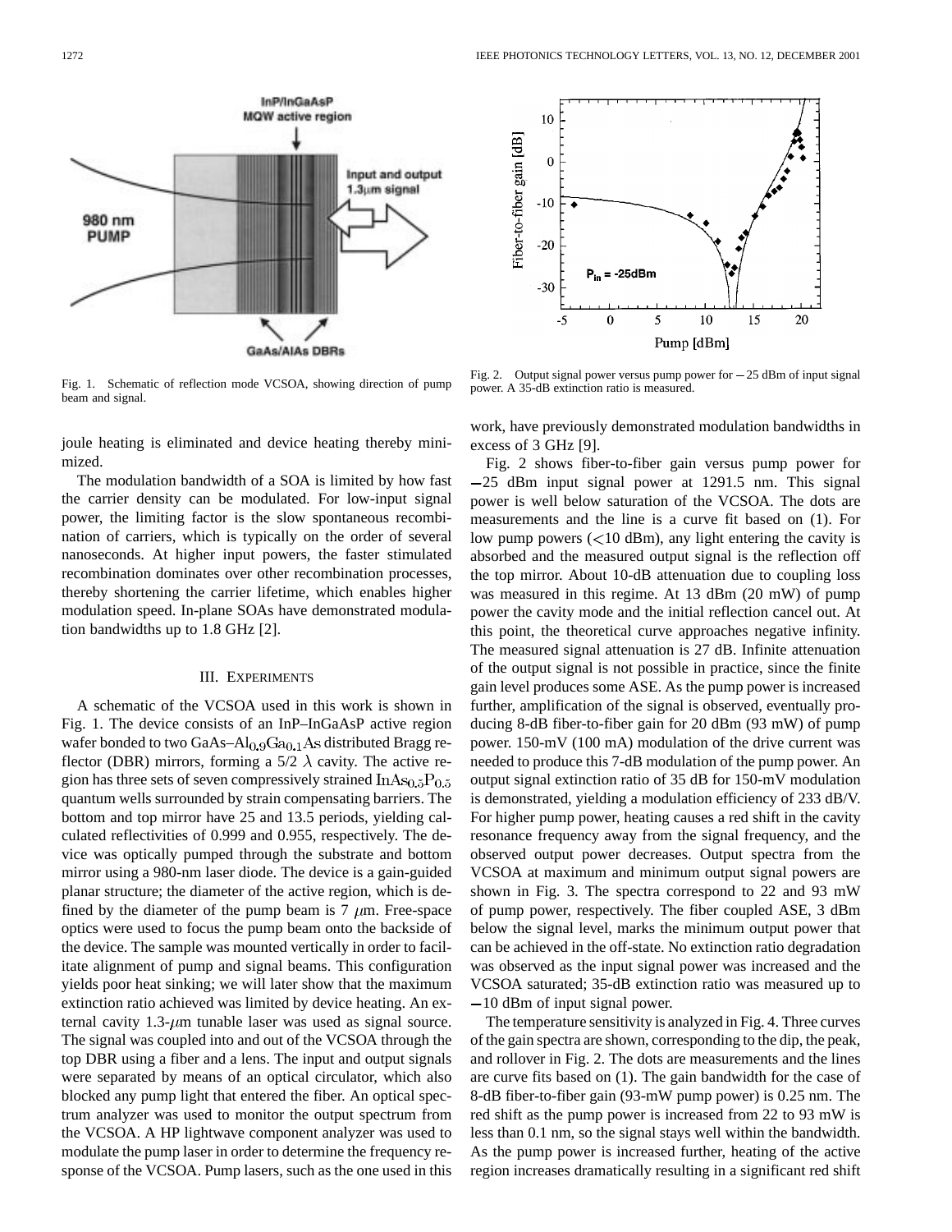Fig. 1. Schematic of reflection mode VCSOA, showing direction of pump beam and signal.

Fig. 2. Output signal power versus pump power for −25 dBm of input signal power. A 35-dB extinction ratio is measured.

joule heating is eliminated and device heating thereby minimized.

The modulation bandwidth of a SOA is limited by how fast the carrier density can be modulated. For low-input signal power, the limiting factor is the slow spontaneous recombination of carriers, which is typically on the order of several nanoseconds. At higher input powers, the faster stimulated recombination dominates over other recombination processes, thereby shortening the carrier lifetime, which enables higher modulation speed. In-plane SOAs have demonstrated modulation bandwidths up to 1.8 GHz [2].

## III. Experiments

A schematic of the VCSOA used in this work is shown in Fig. 1. The device consists of an InP–InGaAsP active region wafer bonded to two GaAs–$Al_{0.9}Ga_{0.1}As$ distributed Bragg reflector (DBR) mirrors, forming a 5/2 $\lambda$ cavity. The active region has three sets of seven compressively strained $InAs_{0.5}P_{0.5}$ quantum wells surrounded by strain compensating barriers. The bottom and top mirror have 25 and 13.5 periods, yielding calculated reflectivities of 0.999 and 0.955, respectively. The device was optically pumped through the substrate and bottom mirror using a 980-nm laser diode. The device is a gain-guided planar structure; the diameter of the active region, which is defined by the diameter of the pump beam is 7 $\mu$m. Free-space optics were used to focus the pump beam onto the backside of the device. The sample was mounted vertically in order to facilitate alignment of pump and signal beams. This configuration yields poor heat sinking; we will later show that the maximum extinction ratio achieved was limited by device heating. An external cavity 1.3-$\mu$m tunable laser was used as signal source. The signal was coupled into and out of the VCSOA through the top DBR using a fiber and a lens. The input and output signals were separated by means of an optical circulator, which also blocked any pump light that entered the fiber. An optical spectrum analyzer was used to monitor the output spectrum from the VCSOA. A HP lightwave component analyzer was used to modulate the pump laser in order to determine the frequency response of the VCSOA. Pump lasers, such as the one used in this work, have previously demonstrated modulation bandwidths in excess of 3 GHz [9].

Fig. 2 shows fiber-to-fiber gain versus pump power for −25 dBm input signal power at 1291.5 nm. This signal power is well below saturation of the VCSOA. The dots are measurements and the line is a curve fit based on (1). For low pump powers (<10 dBm), any light entering the cavity is absorbed and the measured output signal is the reflection off the top mirror. About 10-dB attenuation due to coupling loss was measured in this regime. At 13 dBm (20 mW) of pump power the cavity mode and the initial reflection cancel out. At this point, the theoretical curve approaches negative infinity. The measured signal attenuation is 27 dB. Infinite attenuation of the output signal is not possible in practice, since the finite gain level produces some ASE. As the pump power is increased further, amplification of the signal is observed, eventually producing 8-dB fiber-to-fiber gain for 20 dBm (93 mW) of pump power. 150-mV (100 mA) modulation of the drive current was needed to produce this 7-dB modulation of the pump power. An output signal extinction ratio of 35 dB for 150-mV modulation is demonstrated, yielding a modulation efficiency of 233 dB/V. For higher pump power, heating causes a red shift in the cavity resonance frequency away from the signal frequency, and the observed output power decreases. Output spectra from the VCSOA at maximum and minimum output signal powers are shown in Fig. 3. The spectra correspond to 22 and 93 mW of pump power, respectively. The fiber coupled ASE, 3 dBm below the signal level, marks the minimum output power that can be achieved in the off-state. No extinction ratio degradation was observed as the input signal power was increased and the VCSOA saturated; 35-dB extinction ratio was measured up to −10 dBm of input signal power.

The temperature sensitivity is analyzed in Fig. 4. Three curves of the gain spectra are shown, corresponding to the dip, the peak, and rollover in Fig. 2. The dots are measurements and the lines are curve fits based on (1). The gain bandwidth for the case of 8-dB fiber-to-fiber gain (93-mW pump power) is 0.25 nm. The red shift as the pump power is increased from 22 to 93 mW is less than 0.1 nm, so the signal stays well within the bandwidth. As the pump power is increased further, heating of the active region increases dramatically resulting in a significant red shift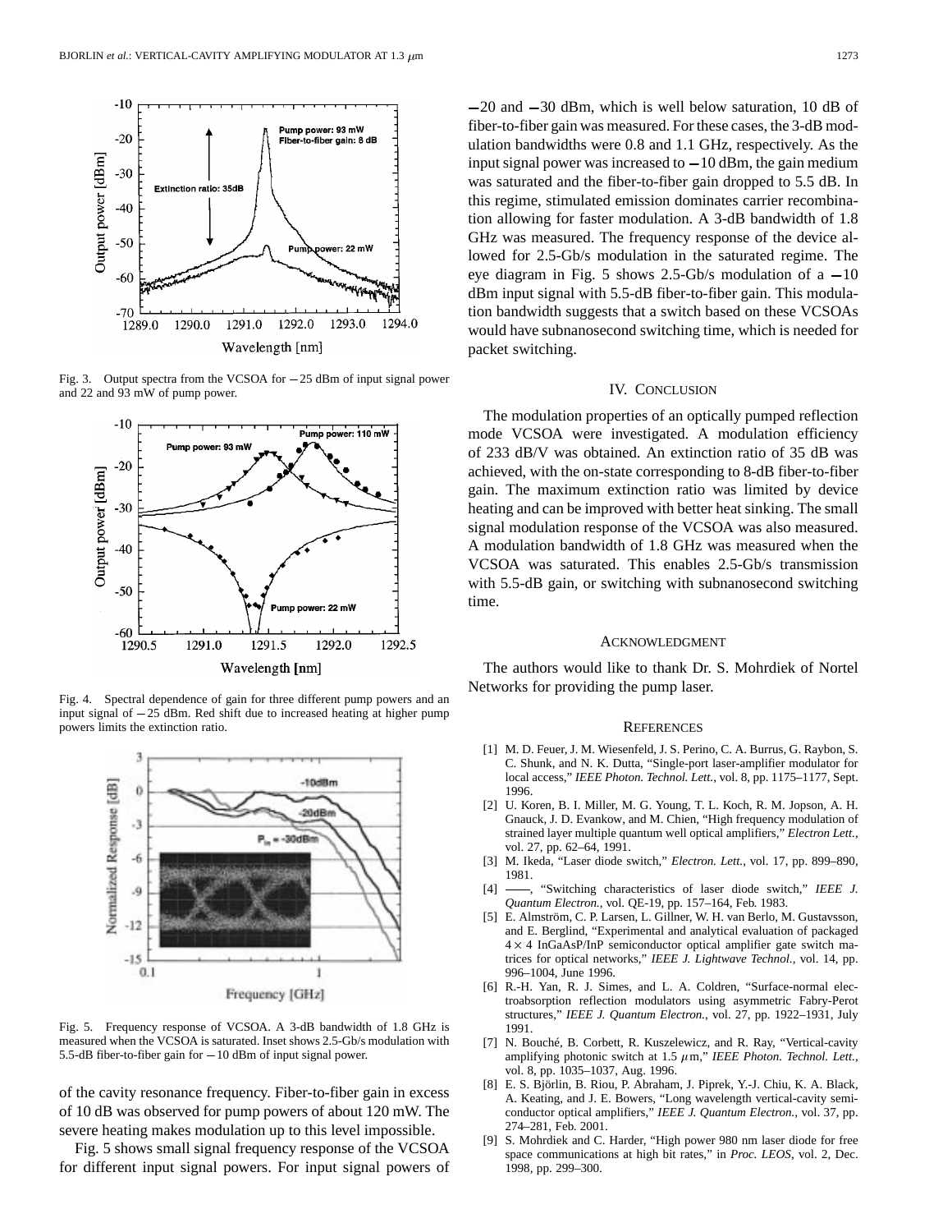-10
-20
-30
-40
-50
-60
-70
Output power [dBm]
1289.0 1290.0 1291.0 1292.0 1293.0 1294.0
Wavelength [nm]
Pump power: 93 mW
Fiber-to-fiber gain: 8 dB
Extinction ratio: 35dB
Pump power: 22 mW

Fig. 3. Output spectra from the VCSOA for −25 dBm of input signal power and 22 and 93 mW of pump power.

-10
-20
-30
-40
-50
-60
Output power [dBm]
1290.5 1291.0 1291.5 1292.0 1292.5
Wavelength [nm]
Pump power: 110 mW
Pump power: 93 mW
Pump power: 22 mW

Fig. 4. Spectral dependence of gain for three different pump powers and an input signal of −25 dBm. Red shift due to increased heating at higher pump powers limits the extinction ratio.

3
0
-3
-6
-9
-12
-15
Normalized Response [dB]
0.1 1
Frequency [GHz]
-10dBm
-20dBm
$P_{in}$ = -30dBm

Fig. 5. Frequency response of VCSOA. A 3-dB bandwidth of 1.8 GHz is measured when the VCSOA is saturated. Inset shows 2.5-Gb/s modulation with 5.5-dB fiber-to-fiber gain for −10 dBm of input signal power.

of the cavity resonance frequency. Fiber-to-fiber gain in excess of 10 dB was observed for pump powers of about 120 mW. The severe heating makes modulation up to this level impossible.

Fig. 5 shows small signal frequency response of the VCSOA for different input signal powers. For input signal powers of −20 and −30 dBm, which is well below saturation, 10 dB of fiber-to-fiber gain was measured. For these cases, the 3-dB modulation bandwidths were 0.8 and 1.1 GHz, respectively. As the input signal power was increased to −10 dBm, the gain medium was saturated and the fiber-to-fiber gain dropped to 5.5 dB. In this regime, stimulated emission dominates carrier recombination allowing for faster modulation. A 3-dB bandwidth of 1.8 GHz was measured. The frequency response of the device allowed for 2.5-Gb/s modulation in the saturated regime. The eye diagram in Fig. 5 shows 2.5-Gb/s modulation of a −10 dBm input signal with 5.5-dB fiber-to-fiber gain. This modulation bandwidth suggests that a switch based on these VCSOAs would have subnanosecond switching time, which is needed for packet switching.

## IV. Conclusion

The modulation properties of an optically pumped reflection mode VCSOA were investigated. A modulation efficiency of 233 dB/V was obtained. An extinction ratio of 35 dB was achieved, with the on-state corresponding to 8-dB fiber-to-fiber gain. The maximum extinction ratio was limited by device heating and can be improved with better heat sinking. The small signal modulation response of the VCSOA was also measured. A modulation bandwidth of 1.8 GHz was measured when the VCSOA was saturated. This enables 2.5-Gb/s transmission with 5.5-dB gain, or switching with subnanosecond switching time.

## Acknowledgment

The authors would like to thank Dr. S. Mohrdiek of Nortel Networks for providing the pump laser.

## References

[1] M. D. Feuer, J. M. Wiesenfeld, J. S. Perino, C. A. Burrus, G. Raybon, S. C. Shunk, and N. K. Dutta, "Single-port laser-amplifier modulator for local access," *IEEE Photon. Technol. Lett.*, vol. 8, pp. 1175–1177, Sept. 1996.

[2] U. Koren, B. I. Miller, M. G. Young, T. L. Koch, R. M. Jopson, A. H. Gnauck, J. D. Evankow, and M. Chien, "High frequency modulation of strained layer multiple quantum well optical amplifiers," *Electron Lett.*, vol. 27, pp. 62–64, 1991.

[3] M. Ikeda, "Laser diode switch," *Electron. Lett.*, vol. 17, pp. 899–890, 1981.

[4] ——, "Switching characteristics of laser diode switch," *IEEE J. Quantum Electron.*, vol. QE-19, pp. 157–164, Feb. 1983.

[5] E. Almström, C. P. Larsen, L. Gillner, W. H. van Berlo, M. Gustavsson, and E. Berglind, "Experimental and analytical evaluation of packaged $4 \times 4$ InGaAsP/InP semiconductor optical amplifier gate switch matrices for optical networks," *IEEE J. Lightwave Technol.*, vol. 14, pp. 996–1004, June 1996.

[6] R.-H. Yan, R. J. Simes, and L. A. Coldren, "Surface-normal electroabsorption reflection modulators using asymmetric Fabry-Perot structures," *IEEE J. Quantum Electron.*, vol. 27, pp. 1922–1931, July 1991.

[7] N. Bouché, B. Corbett, R. Kuszelewicz, and R. Ray, "Vertical-cavity amplifying photonic switch at 1.5 $\mu$m," *IEEE Photon. Technol. Lett.*, vol. 8, pp. 1035–1037, Aug. 1996.

[8] E. S. Björlin, B. Riou, P. Abraham, J. Piprek, Y.-J. Chiu, K. A. Black, A. Keating, and J. E. Bowers, "Long wavelength vertical-cavity semiconductor optical amplifiers," *IEEE J. Quantum Electron.*, vol. 37, pp. 274–281, Feb. 2001.

[9] S. Mohrdiek and C. Harder, "High power 980 nm laser diode for free space communications at high bit rates," in *Proc. LEOS*, vol. 2, Dec. 1998, pp. 299–300.